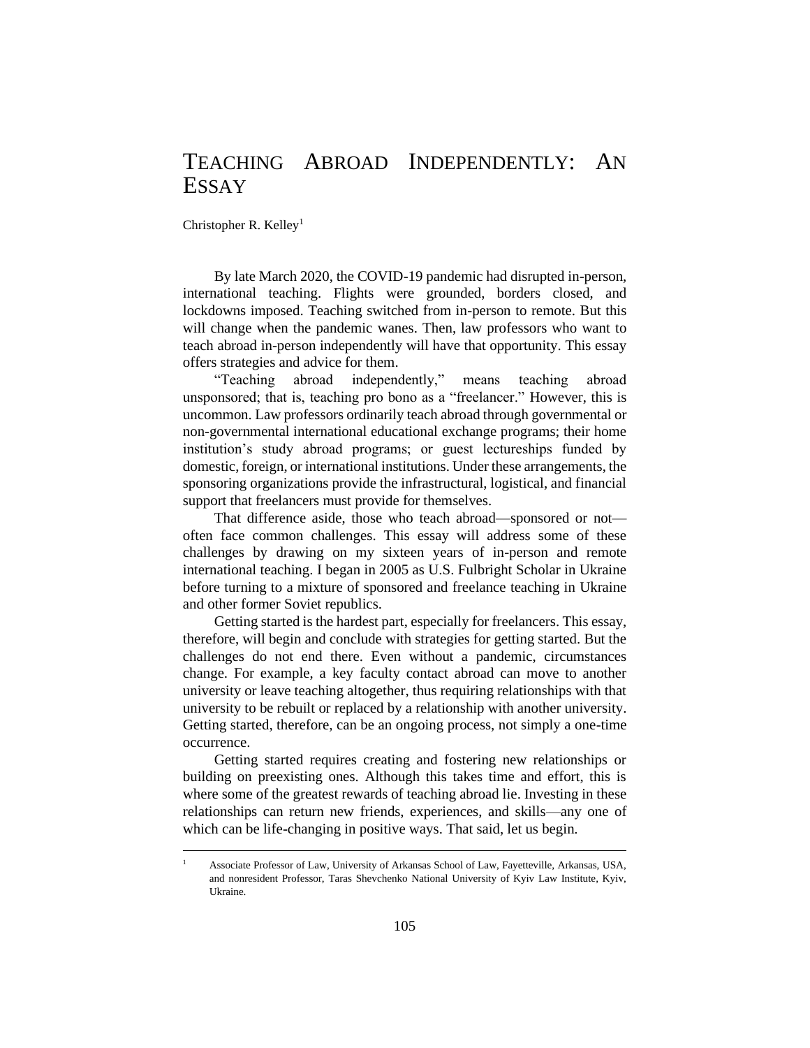# TEACHING ABROAD INDEPENDENTLY: AN ESSAY

Christopher R. Kelley[1]

By late March 2020, the COVID-19 pandemic had disrupted in-person, international teaching. Flights were grounded, borders closed, and lockdowns imposed. Teaching switched from in-person to remote. But this will change when the pandemic wanes. Then, law professors who want to teach abroad in-person independently will have that opportunity. This essay offers strategies and advice for them.

"Teaching abroad independently," means teaching abroad unsponsored; that is, teaching pro bono as a "freelancer." However, this is uncommon. Law professors ordinarily teach abroad through governmental or non-governmental international educational exchange programs; their home institution's study abroad programs; or guest lectureships funded by domestic, foreign, or international institutions. Under these arrangements, the sponsoring organizations provide the infrastructural, logistical, and financial support that freelancers must provide for themselves.

That difference aside, those who teach abroad—sponsored or not—often face common challenges. This essay will address some of these challenges by drawing on my sixteen years of in-person and remote international teaching. I began in 2005 as U.S. Fulbright Scholar in Ukraine before turning to a mixture of sponsored and freelance teaching in Ukraine and other former Soviet republics.

Getting started is the hardest part, especially for freelancers. This essay, therefore, will begin and conclude with strategies for getting started. But the challenges do not end there. Even without a pandemic, circumstances change. For example, a key faculty contact abroad can move to another university or leave teaching altogether, thus requiring relationships with that university to be rebuilt or replaced by a relationship with another university. Getting started, therefore, can be an ongoing process, not simply a one-time occurrence.

Getting started requires creating and fostering new relationships or building on preexisting ones. Although this takes time and effort, this is where some of the greatest rewards of teaching abroad lie. Investing in these relationships can return new friends, experiences, and skills—any one of which can be life-changing in positive ways. That said, let us begin.

---

[1] Associate Professor of Law, University of Arkansas School of Law, Fayetteville, Arkansas, USA, and nonresident Professor, Taras Shevchenko National University of Kyiv Law Institute, Kyiv, Ukraine.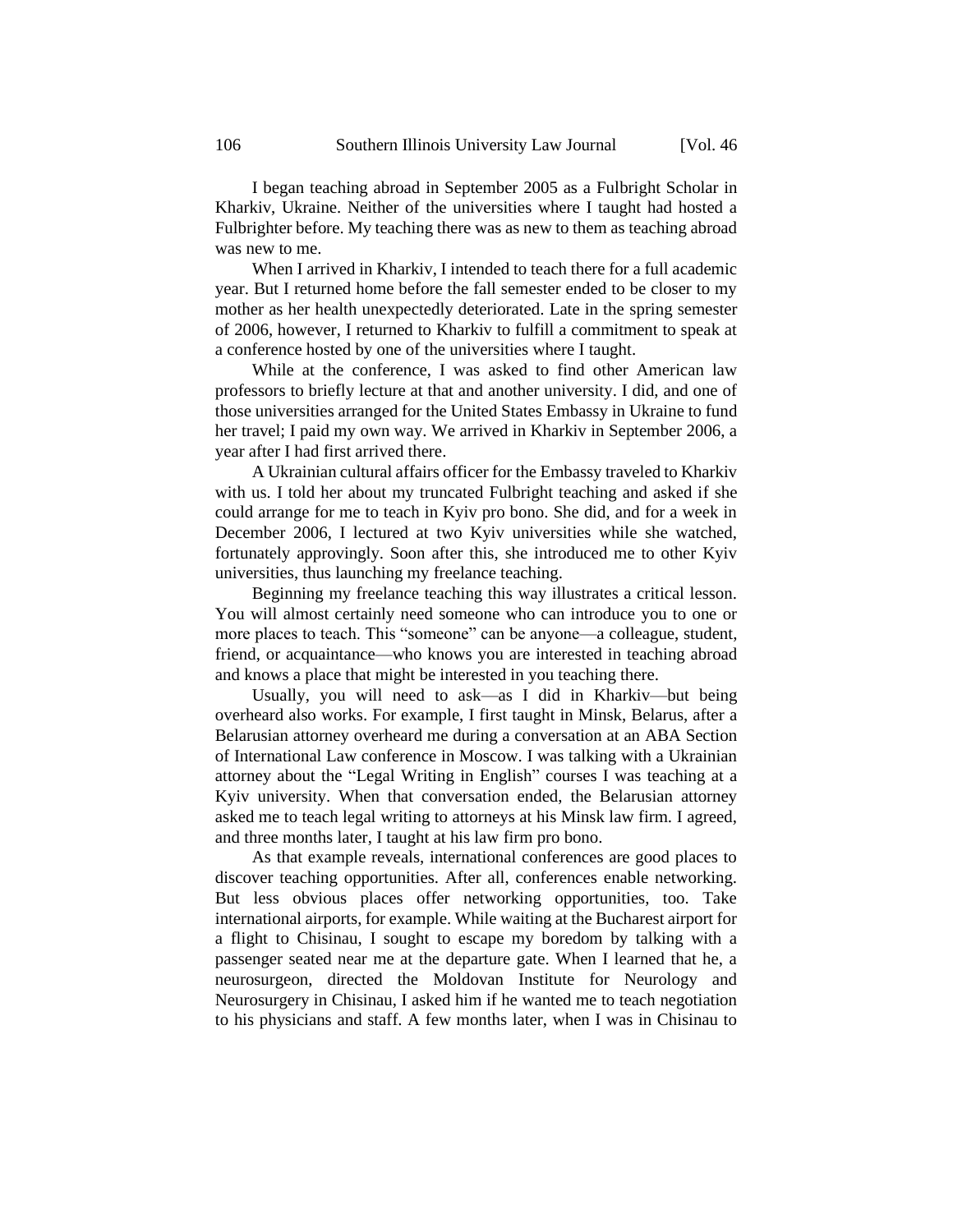I began teaching abroad in September 2005 as a Fulbright Scholar in Kharkiv, Ukraine. Neither of the universities where I taught had hosted a Fulbrighter before. My teaching there was as new to them as teaching abroad was new to me.

When I arrived in Kharkiv, I intended to teach there for a full academic year. But I returned home before the fall semester ended to be closer to my mother as her health unexpectedly deteriorated. Late in the spring semester of 2006, however, I returned to Kharkiv to fulfill a commitment to speak at a conference hosted by one of the universities where I taught.

While at the conference, I was asked to find other American law professors to briefly lecture at that and another university. I did, and one of those universities arranged for the United States Embassy in Ukraine to fund her travel; I paid my own way. We arrived in Kharkiv in September 2006, a year after I had first arrived there.

A Ukrainian cultural affairs officer for the Embassy traveled to Kharkiv with us. I told her about my truncated Fulbright teaching and asked if she could arrange for me to teach in Kyiv pro bono. She did, and for a week in December 2006, I lectured at two Kyiv universities while she watched, fortunately approvingly. Soon after this, she introduced me to other Kyiv universities, thus launching my freelance teaching.

Beginning my freelance teaching this way illustrates a critical lesson. You will almost certainly need someone who can introduce you to one or more places to teach. This "someone" can be anyone—a colleague, student, friend, or acquaintance—who knows you are interested in teaching abroad and knows a place that might be interested in you teaching there.

Usually, you will need to ask—as I did in Kharkiv—but being overheard also works. For example, I first taught in Minsk, Belarus, after a Belarusian attorney overheard me during a conversation at an ABA Section of International Law conference in Moscow. I was talking with a Ukrainian attorney about the "Legal Writing in English" courses I was teaching at a Kyiv university. When that conversation ended, the Belarusian attorney asked me to teach legal writing to attorneys at his Minsk law firm. I agreed, and three months later, I taught at his law firm pro bono.

As that example reveals, international conferences are good places to discover teaching opportunities. After all, conferences enable networking. But less obvious places offer networking opportunities, too. Take international airports, for example. While waiting at the Bucharest airport for a flight to Chisinau, I sought to escape my boredom by talking with a passenger seated near me at the departure gate. When I learned that he, a neurosurgeon, directed the Moldovan Institute for Neurology and Neurosurgery in Chisinau, I asked him if he wanted me to teach negotiation to his physicians and staff. A few months later, when I was in Chisinau to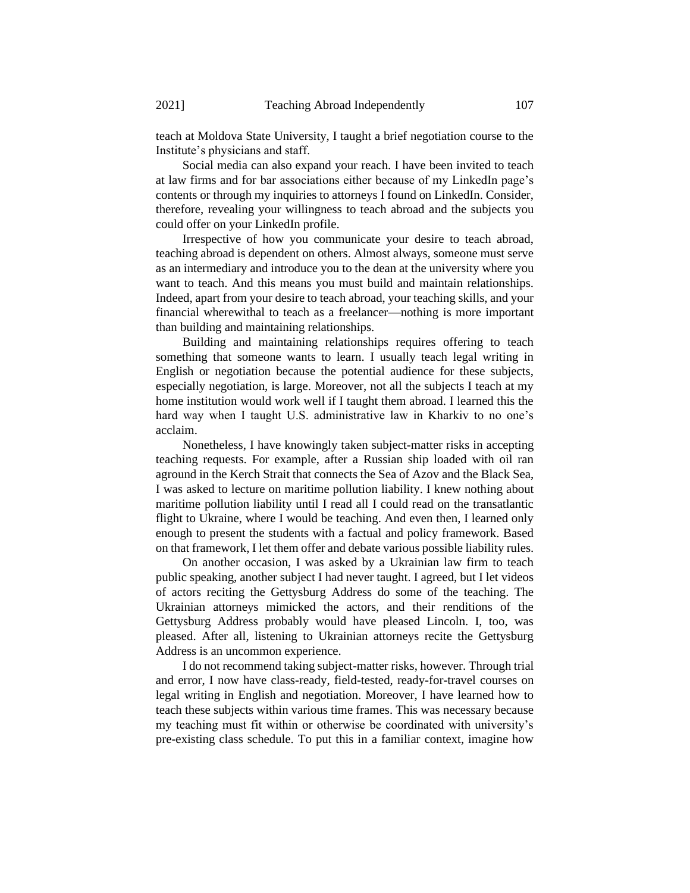teach at Moldova State University, I taught a brief negotiation course to the Institute's physicians and staff.

Social media can also expand your reach. I have been invited to teach at law firms and for bar associations either because of my LinkedIn page's contents or through my inquiries to attorneys I found on LinkedIn. Consider, therefore, revealing your willingness to teach abroad and the subjects you could offer on your LinkedIn profile.

Irrespective of how you communicate your desire to teach abroad, teaching abroad is dependent on others. Almost always, someone must serve as an intermediary and introduce you to the dean at the university where you want to teach. And this means you must build and maintain relationships. Indeed, apart from your desire to teach abroad, your teaching skills, and your financial wherewithal to teach as a freelancer—nothing is more important than building and maintaining relationships.

Building and maintaining relationships requires offering to teach something that someone wants to learn. I usually teach legal writing in English or negotiation because the potential audience for these subjects, especially negotiation, is large. Moreover, not all the subjects I teach at my home institution would work well if I taught them abroad. I learned this the hard way when I taught U.S. administrative law in Kharkiv to no one's acclaim.

Nonetheless, I have knowingly taken subject-matter risks in accepting teaching requests. For example, after a Russian ship loaded with oil ran aground in the Kerch Strait that connects the Sea of Azov and the Black Sea, I was asked to lecture on maritime pollution liability. I knew nothing about maritime pollution liability until I read all I could read on the transatlantic flight to Ukraine, where I would be teaching. And even then, I learned only enough to present the students with a factual and policy framework. Based on that framework, I let them offer and debate various possible liability rules.

On another occasion, I was asked by a Ukrainian law firm to teach public speaking, another subject I had never taught. I agreed, but I let videos of actors reciting the Gettysburg Address do some of the teaching. The Ukrainian attorneys mimicked the actors, and their renditions of the Gettysburg Address probably would have pleased Lincoln. I, too, was pleased. After all, listening to Ukrainian attorneys recite the Gettysburg Address is an uncommon experience.

I do not recommend taking subject-matter risks, however. Through trial and error, I now have class-ready, field-tested, ready-for-travel courses on legal writing in English and negotiation. Moreover, I have learned how to teach these subjects within various time frames. This was necessary because my teaching must fit within or otherwise be coordinated with university's pre-existing class schedule. To put this in a familiar context, imagine how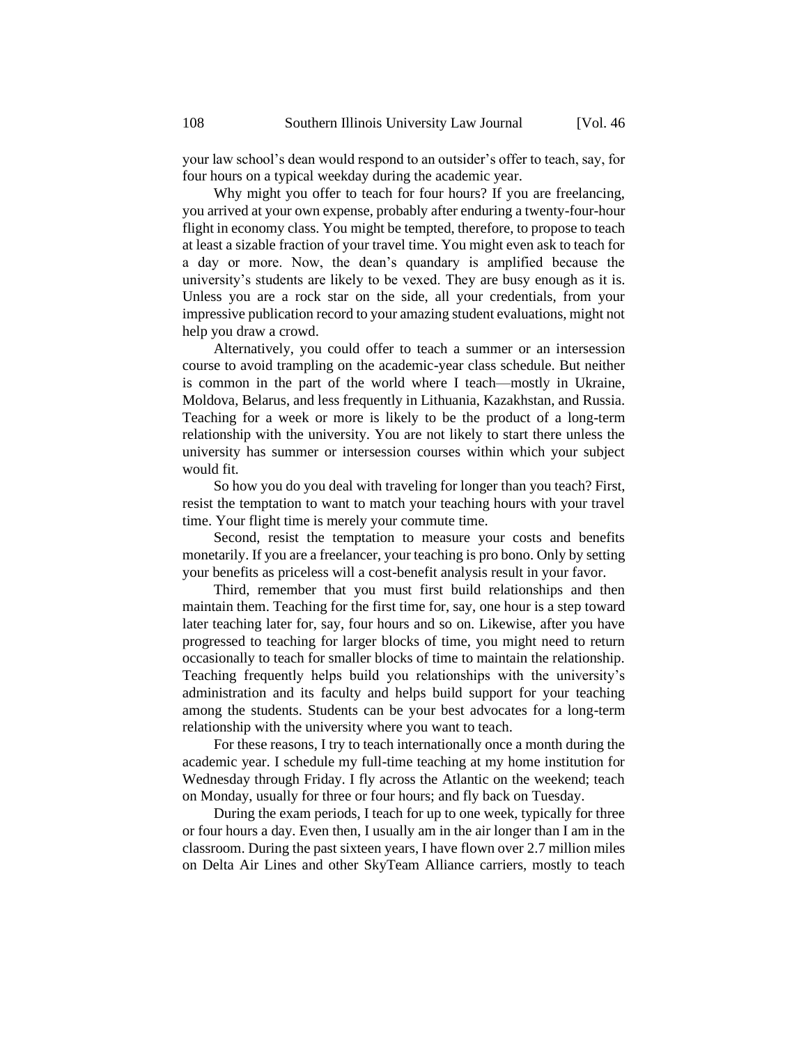your law school's dean would respond to an outsider's offer to teach, say, for four hours on a typical weekday during the academic year.

Why might you offer to teach for four hours? If you are freelancing, you arrived at your own expense, probably after enduring a twenty-four-hour flight in economy class. You might be tempted, therefore, to propose to teach at least a sizable fraction of your travel time. You might even ask to teach for a day or more. Now, the dean's quandary is amplified because the university's students are likely to be vexed. They are busy enough as it is. Unless you are a rock star on the side, all your credentials, from your impressive publication record to your amazing student evaluations, might not help you draw a crowd.

Alternatively, you could offer to teach a summer or an intersession course to avoid trampling on the academic-year class schedule. But neither is common in the part of the world where I teach—mostly in Ukraine, Moldova, Belarus, and less frequently in Lithuania, Kazakhstan, and Russia. Teaching for a week or more is likely to be the product of a long-term relationship with the university. You are not likely to start there unless the university has summer or intersession courses within which your subject would fit.

So how you do you deal with traveling for longer than you teach? First, resist the temptation to want to match your teaching hours with your travel time. Your flight time is merely your commute time.

Second, resist the temptation to measure your costs and benefits monetarily. If you are a freelancer, your teaching is pro bono. Only by setting your benefits as priceless will a cost-benefit analysis result in your favor.

Third, remember that you must first build relationships and then maintain them. Teaching for the first time for, say, one hour is a step toward later teaching later for, say, four hours and so on. Likewise, after you have progressed to teaching for larger blocks of time, you might need to return occasionally to teach for smaller blocks of time to maintain the relationship. Teaching frequently helps build you relationships with the university's administration and its faculty and helps build support for your teaching among the students. Students can be your best advocates for a long-term relationship with the university where you want to teach.

For these reasons, I try to teach internationally once a month during the academic year. I schedule my full-time teaching at my home institution for Wednesday through Friday. I fly across the Atlantic on the weekend; teach on Monday, usually for three or four hours; and fly back on Tuesday.

During the exam periods, I teach for up to one week, typically for three or four hours a day. Even then, I usually am in the air longer than I am in the classroom. During the past sixteen years, I have flown over 2.7 million miles on Delta Air Lines and other SkyTeam Alliance carriers, mostly to teach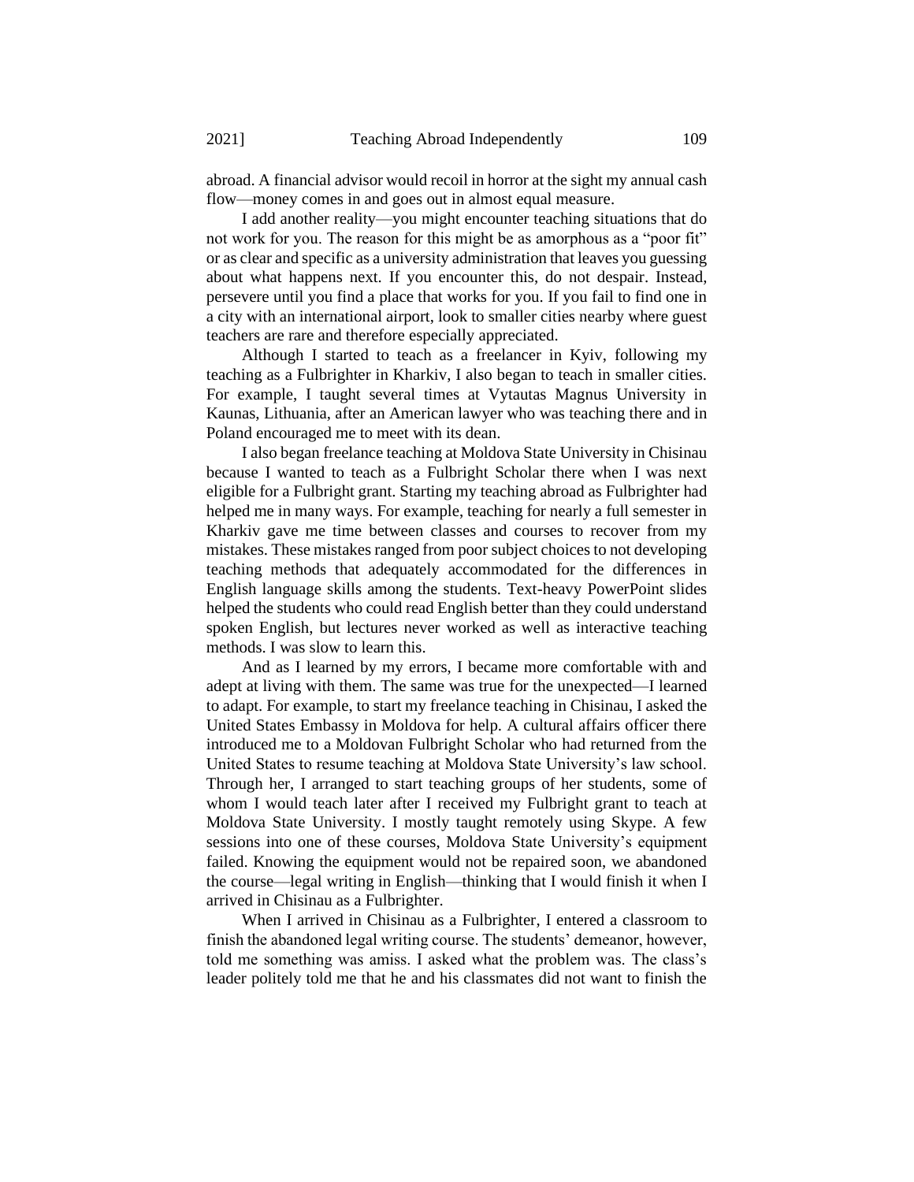abroad. A financial advisor would recoil in horror at the sight my annual cash flow—money comes in and goes out in almost equal measure.

I add another reality—you might encounter teaching situations that do not work for you. The reason for this might be as amorphous as a "poor fit" or as clear and specific as a university administration that leaves you guessing about what happens next. If you encounter this, do not despair. Instead, persevere until you find a place that works for you. If you fail to find one in a city with an international airport, look to smaller cities nearby where guest teachers are rare and therefore especially appreciated.

Although I started to teach as a freelancer in Kyiv, following my teaching as a Fulbrighter in Kharkiv, I also began to teach in smaller cities. For example, I taught several times at Vytautas Magnus University in Kaunas, Lithuania, after an American lawyer who was teaching there and in Poland encouraged me to meet with its dean.

I also began freelance teaching at Moldova State University in Chisinau because I wanted to teach as a Fulbright Scholar there when I was next eligible for a Fulbright grant. Starting my teaching abroad as Fulbrighter had helped me in many ways. For example, teaching for nearly a full semester in Kharkiv gave me time between classes and courses to recover from my mistakes. These mistakes ranged from poor subject choices to not developing teaching methods that adequately accommodated for the differences in English language skills among the students. Text-heavy PowerPoint slides helped the students who could read English better than they could understand spoken English, but lectures never worked as well as interactive teaching methods. I was slow to learn this.

And as I learned by my errors, I became more comfortable with and adept at living with them. The same was true for the unexpected—I learned to adapt. For example, to start my freelance teaching in Chisinau, I asked the United States Embassy in Moldova for help. A cultural affairs officer there introduced me to a Moldovan Fulbright Scholar who had returned from the United States to resume teaching at Moldova State University's law school. Through her, I arranged to start teaching groups of her students, some of whom I would teach later after I received my Fulbright grant to teach at Moldova State University. I mostly taught remotely using Skype. A few sessions into one of these courses, Moldova State University's equipment failed. Knowing the equipment would not be repaired soon, we abandoned the course—legal writing in English—thinking that I would finish it when I arrived in Chisinau as a Fulbrighter.

When I arrived in Chisinau as a Fulbrighter, I entered a classroom to finish the abandoned legal writing course. The students' demeanor, however, told me something was amiss. I asked what the problem was. The class's leader politely told me that he and his classmates did not want to finish the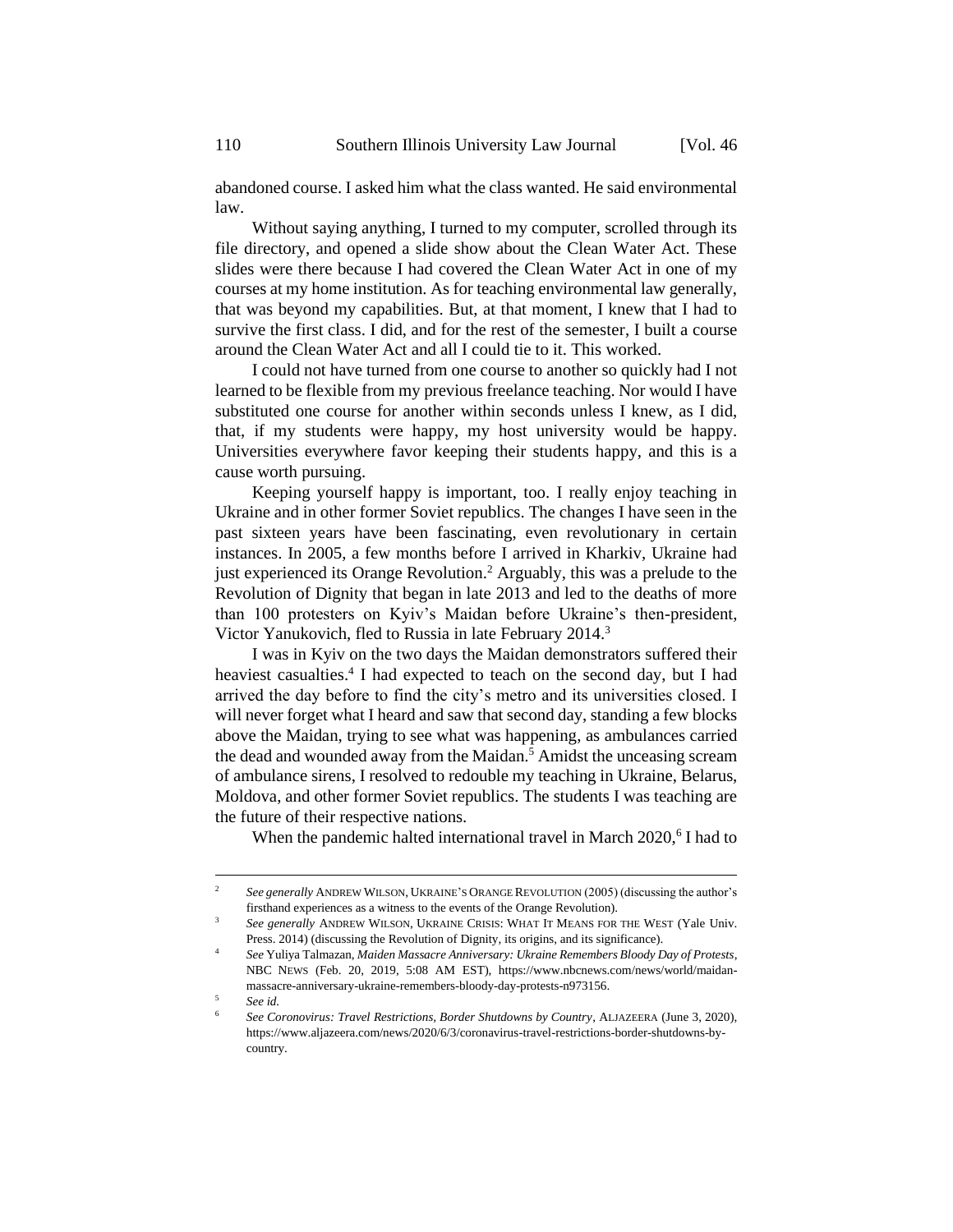abandoned course. I asked him what the class wanted. He said environmental law.

Without saying anything, I turned to my computer, scrolled through its file directory, and opened a slide show about the Clean Water Act. These slides were there because I had covered the Clean Water Act in one of my courses at my home institution. As for teaching environmental law generally, that was beyond my capabilities. But, at that moment, I knew that I had to survive the first class. I did, and for the rest of the semester, I built a course around the Clean Water Act and all I could tie to it. This worked.

I could not have turned from one course to another so quickly had I not learned to be flexible from my previous freelance teaching. Nor would I have substituted one course for another within seconds unless I knew, as I did, that, if my students were happy, my host university would be happy. Universities everywhere favor keeping their students happy, and this is a cause worth pursuing.

Keeping yourself happy is important, too. I really enjoy teaching in Ukraine and in other former Soviet republics. The changes I have seen in the past sixteen years have been fascinating, even revolutionary in certain instances. In 2005, a few months before I arrived in Kharkiv, Ukraine had just experienced its Orange Revolution.[2] Arguably, this was a prelude to the Revolution of Dignity that began in late 2013 and led to the deaths of more than 100 protesters on Kyiv's Maidan before Ukraine's then-president, Victor Yanukovich, fled to Russia in late February 2014.[3]

I was in Kyiv on the two days the Maidan demonstrators suffered their heaviest casualties.[4] I had expected to teach on the second day, but I had arrived the day before to find the city's metro and its universities closed. I will never forget what I heard and saw that second day, standing a few blocks above the Maidan, trying to see what was happening, as ambulances carried the dead and wounded away from the Maidan.[5] Amidst the unceasing scream of ambulance sirens, I resolved to redouble my teaching in Ukraine, Belarus, Moldova, and other former Soviet republics. The students I was teaching are the future of their respective nations.

When the pandemic halted international travel in March 2020,[6] I had to

---

[2] *See generally* ANDREW WILSON, UKRAINE'S ORANGE REVOLUTION (2005) (discussing the author's firsthand experiences as a witness to the events of the Orange Revolution).

[3] *See generally* ANDREW WILSON, UKRAINE CRISIS: WHAT IT MEANS FOR THE WEST (Yale Univ. Press. 2014) (discussing the Revolution of Dignity, its origins, and its significance).

[4] *See* Yuliya Talmazan, *Maiden Massacre Anniversary: Ukraine Remembers Bloody Day of Protests*, NBC NEWS (Feb. 20, 2019, 5:08 AM EST), https://www.nbcnews.com/news/world/maidan-massacre-anniversary-ukraine-remembers-bloody-day-protests-n973156.

[5] *See id.*

[6] *See Coronovirus: Travel Restrictions, Border Shutdowns by Country*, ALJAZEERA (June 3, 2020), https://www.aljazeera.com/news/2020/6/3/coronavirus-travel-restrictions-border-shutdowns-by-country.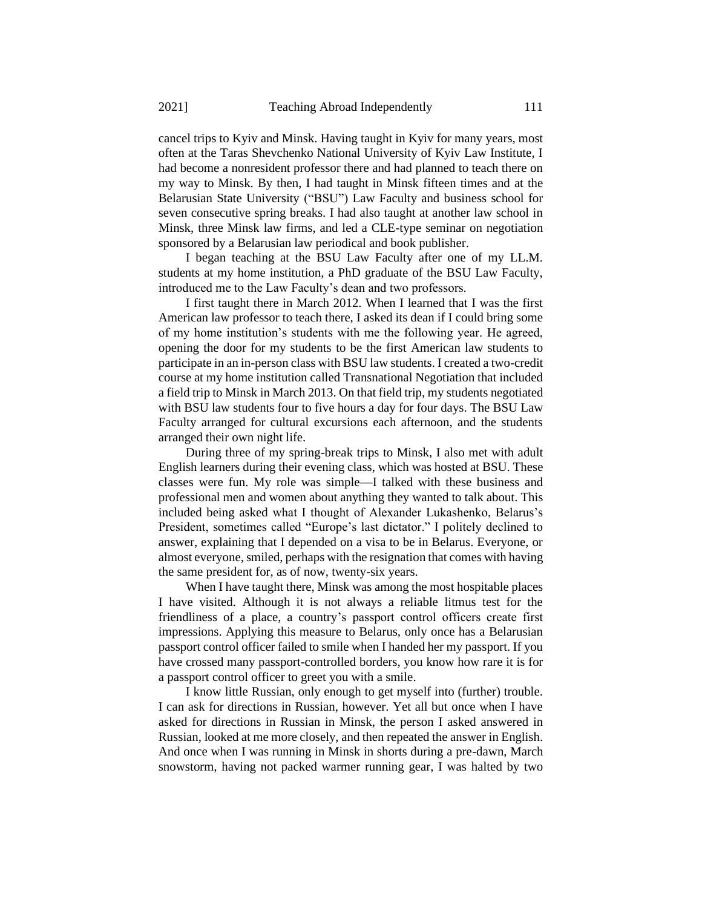cancel trips to Kyiv and Minsk. Having taught in Kyiv for many years, most often at the Taras Shevchenko National University of Kyiv Law Institute, I had become a nonresident professor there and had planned to teach there on my way to Minsk. By then, I had taught in Minsk fifteen times and at the Belarusian State University ("BSU") Law Faculty and business school for seven consecutive spring breaks. I had also taught at another law school in Minsk, three Minsk law firms, and led a CLE-type seminar on negotiation sponsored by a Belarusian law periodical and book publisher.

I began teaching at the BSU Law Faculty after one of my LL.M. students at my home institution, a PhD graduate of the BSU Law Faculty, introduced me to the Law Faculty's dean and two professors.

I first taught there in March 2012. When I learned that I was the first American law professor to teach there, I asked its dean if I could bring some of my home institution's students with me the following year. He agreed, opening the door for my students to be the first American law students to participate in an in-person class with BSU law students. I created a two-credit course at my home institution called Transnational Negotiation that included a field trip to Minsk in March 2013. On that field trip, my students negotiated with BSU law students four to five hours a day for four days. The BSU Law Faculty arranged for cultural excursions each afternoon, and the students arranged their own night life.

During three of my spring-break trips to Minsk, I also met with adult English learners during their evening class, which was hosted at BSU. These classes were fun. My role was simple—I talked with these business and professional men and women about anything they wanted to talk about. This included being asked what I thought of Alexander Lukashenko, Belarus's President, sometimes called "Europe's last dictator." I politely declined to answer, explaining that I depended on a visa to be in Belarus. Everyone, or almost everyone, smiled, perhaps with the resignation that comes with having the same president for, as of now, twenty-six years.

When I have taught there, Minsk was among the most hospitable places I have visited. Although it is not always a reliable litmus test for the friendliness of a place, a country's passport control officers create first impressions. Applying this measure to Belarus, only once has a Belarusian passport control officer failed to smile when I handed her my passport. If you have crossed many passport-controlled borders, you know how rare it is for a passport control officer to greet you with a smile.

I know little Russian, only enough to get myself into (further) trouble. I can ask for directions in Russian, however. Yet all but once when I have asked for directions in Russian in Minsk, the person I asked answered in Russian, looked at me more closely, and then repeated the answer in English. And once when I was running in Minsk in shorts during a pre-dawn, March snowstorm, having not packed warmer running gear, I was halted by two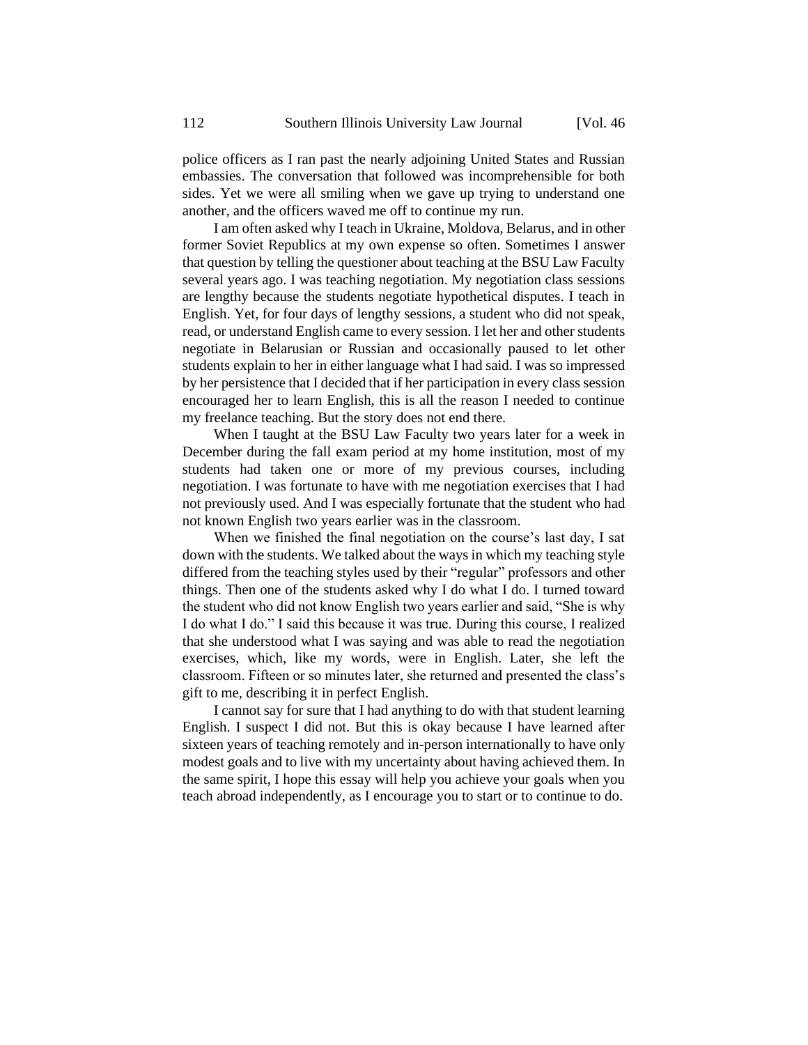police officers as I ran past the nearly adjoining United States and Russian embassies. The conversation that followed was incomprehensible for both sides. Yet we were all smiling when we gave up trying to understand one another, and the officers waved me off to continue my run.

I am often asked why I teach in Ukraine, Moldova, Belarus, and in other former Soviet Republics at my own expense so often. Sometimes I answer that question by telling the questioner about teaching at the BSU Law Faculty several years ago. I was teaching negotiation. My negotiation class sessions are lengthy because the students negotiate hypothetical disputes. I teach in English. Yet, for four days of lengthy sessions, a student who did not speak, read, or understand English came to every session. I let her and other students negotiate in Belarusian or Russian and occasionally paused to let other students explain to her in either language what I had said. I was so impressed by her persistence that I decided that if her participation in every class session encouraged her to learn English, this is all the reason I needed to continue my freelance teaching. But the story does not end there.

When I taught at the BSU Law Faculty two years later for a week in December during the fall exam period at my home institution, most of my students had taken one or more of my previous courses, including negotiation. I was fortunate to have with me negotiation exercises that I had not previously used. And I was especially fortunate that the student who had not known English two years earlier was in the classroom.

When we finished the final negotiation on the course's last day, I sat down with the students. We talked about the ways in which my teaching style differed from the teaching styles used by their "regular" professors and other things. Then one of the students asked why I do what I do. I turned toward the student who did not know English two years earlier and said, "She is why I do what I do." I said this because it was true. During this course, I realized that she understood what I was saying and was able to read the negotiation exercises, which, like my words, were in English. Later, she left the classroom. Fifteen or so minutes later, she returned and presented the class's gift to me, describing it in perfect English.

I cannot say for sure that I had anything to do with that student learning English. I suspect I did not. But this is okay because I have learned after sixteen years of teaching remotely and in-person internationally to have only modest goals and to live with my uncertainty about having achieved them. In the same spirit, I hope this essay will help you achieve your goals when you teach abroad independently, as I encourage you to start or to continue to do.